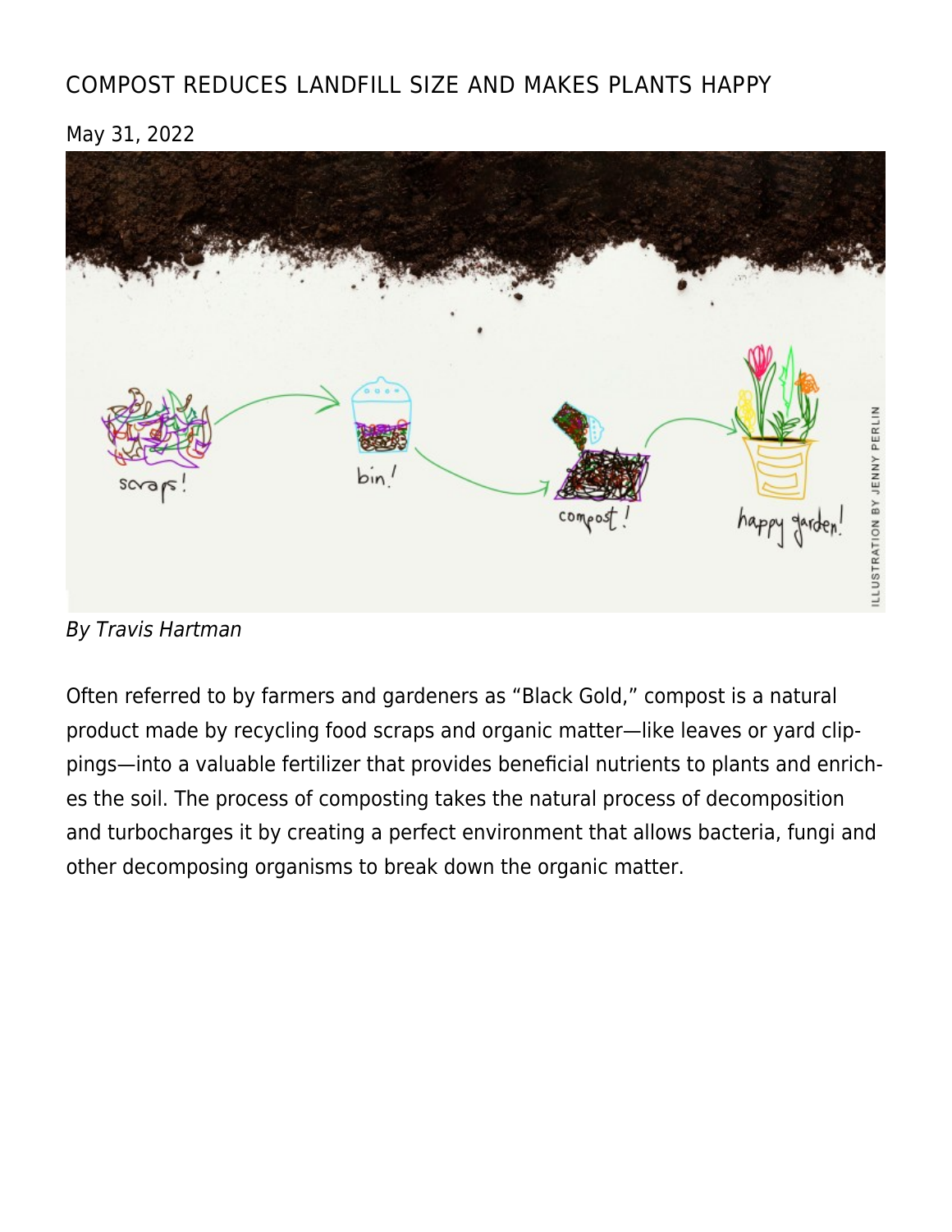# COMPOST REDUCES LANDFILL SIZE AND MAKES PLANTS HAPPY

May 31, 2022

*By Travis Hartman*

Often referred to by farmers and gardeners as "Black Gold," compost is a natural product made by recycling food scraps and organic matter—like leaves or yard clippings—into a valuable fertilizer that provides beneficial nutrients to plants and enriches the soil. The process of composting takes the natural process of decomposition and turbocharges it by creating a perfect environment that allows bacteria, fungi and other decomposing organisms to break down the organic matter.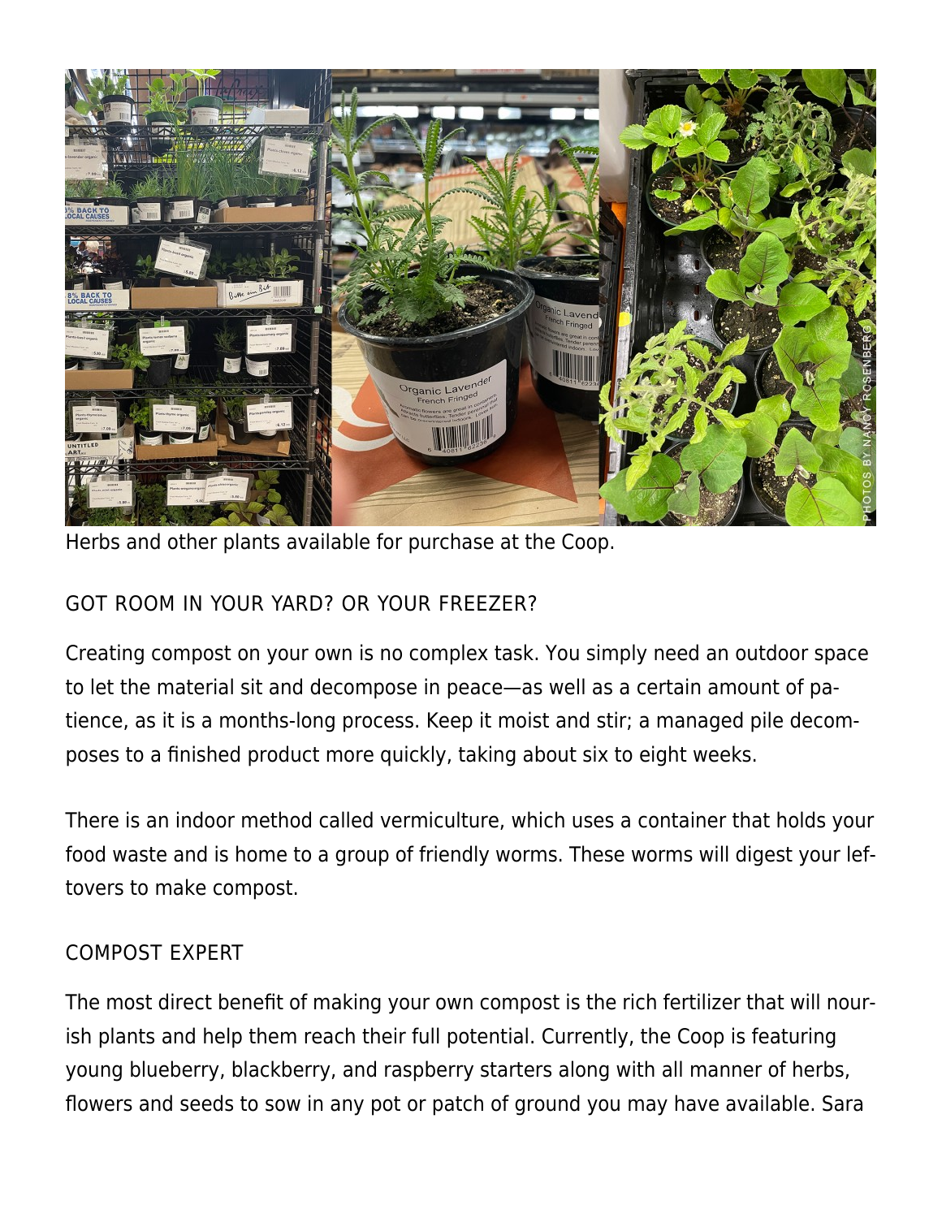Herbs and other plants available for purchase at the Coop.

## GOT ROOM IN YOUR YARD? OR YOUR FREEZER?

Creating compost on your own is no complex task. You simply need an outdoor space to let the material sit and decompose in peace—as well as a certain amount of patience, as it is a months-long process. Keep it moist and stir; a managed pile decomposes to a finished product more quickly, taking about six to eight weeks.

There is an indoor method called vermiculture, which uses a container that holds your food waste and is home to a group of friendly worms. These worms will digest your leftovers to make compost.

## COMPOST EXPERT

The most direct benefit of making your own compost is the rich fertilizer that will nourish plants and help them reach their full potential. Currently, the Coop is featuring young blueberry, blackberry, and raspberry starters along with all manner of herbs, flowers and seeds to sow in any pot or patch of ground you may have available. Sara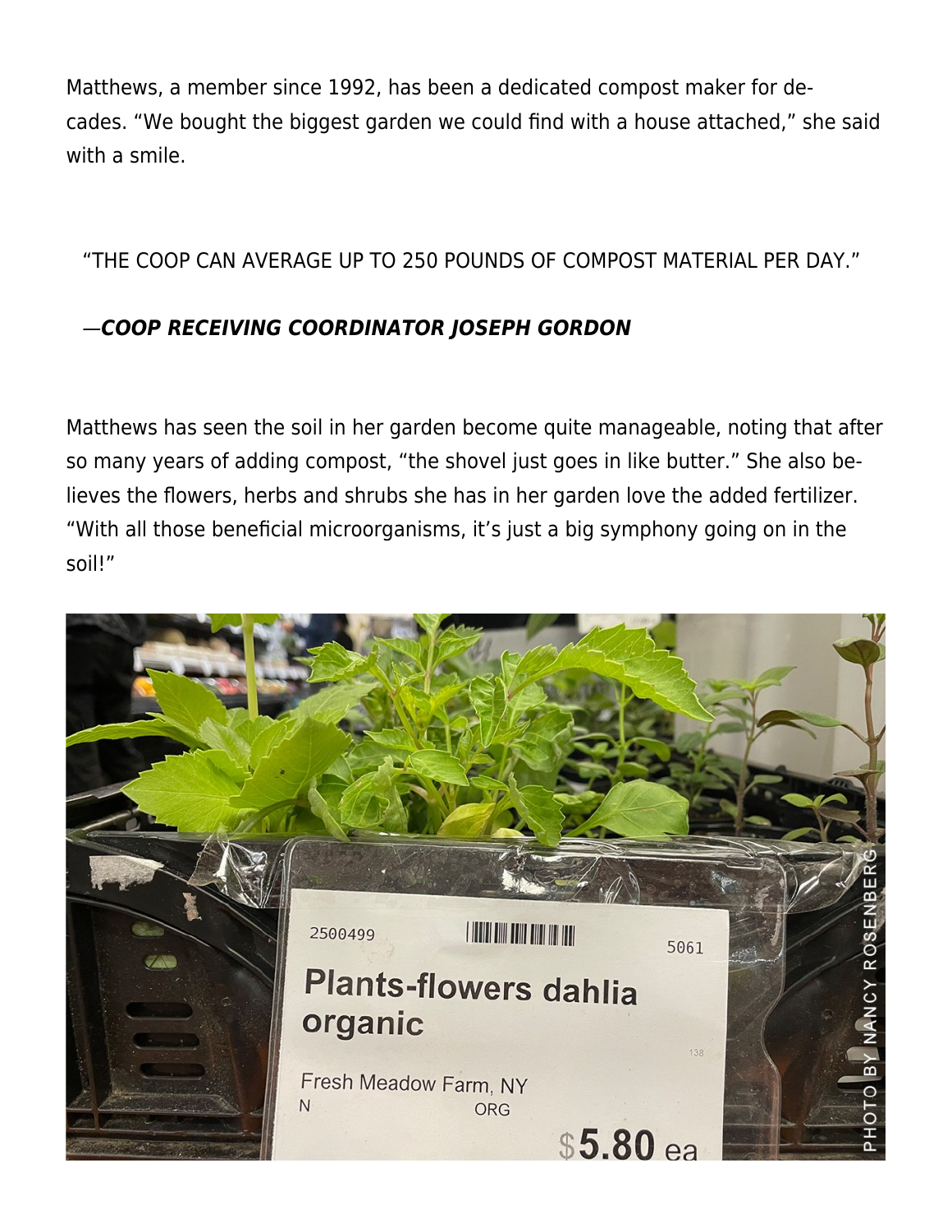Matthews, a member since 1992, has been a dedicated compost maker for decades. "We bought the biggest garden we could find with a house attached," she said with a smile.

> "THE COOP CAN AVERAGE UP TO 250 POUNDS OF COMPOST MATERIAL PER DAY."
>
> —***COOP RECEIVING COORDINATOR JOSEPH GORDON***

Matthews has seen the soil in her garden become quite manageable, noting that after so many years of adding compost, "the shovel just goes in like butter." She also believes the flowers, herbs and shrubs she has in her garden love the added fertilizer. "With all those beneficial microorganisms, it's just a big symphony going on in the soil!"

PHOTO BY NANCY ROSENBERG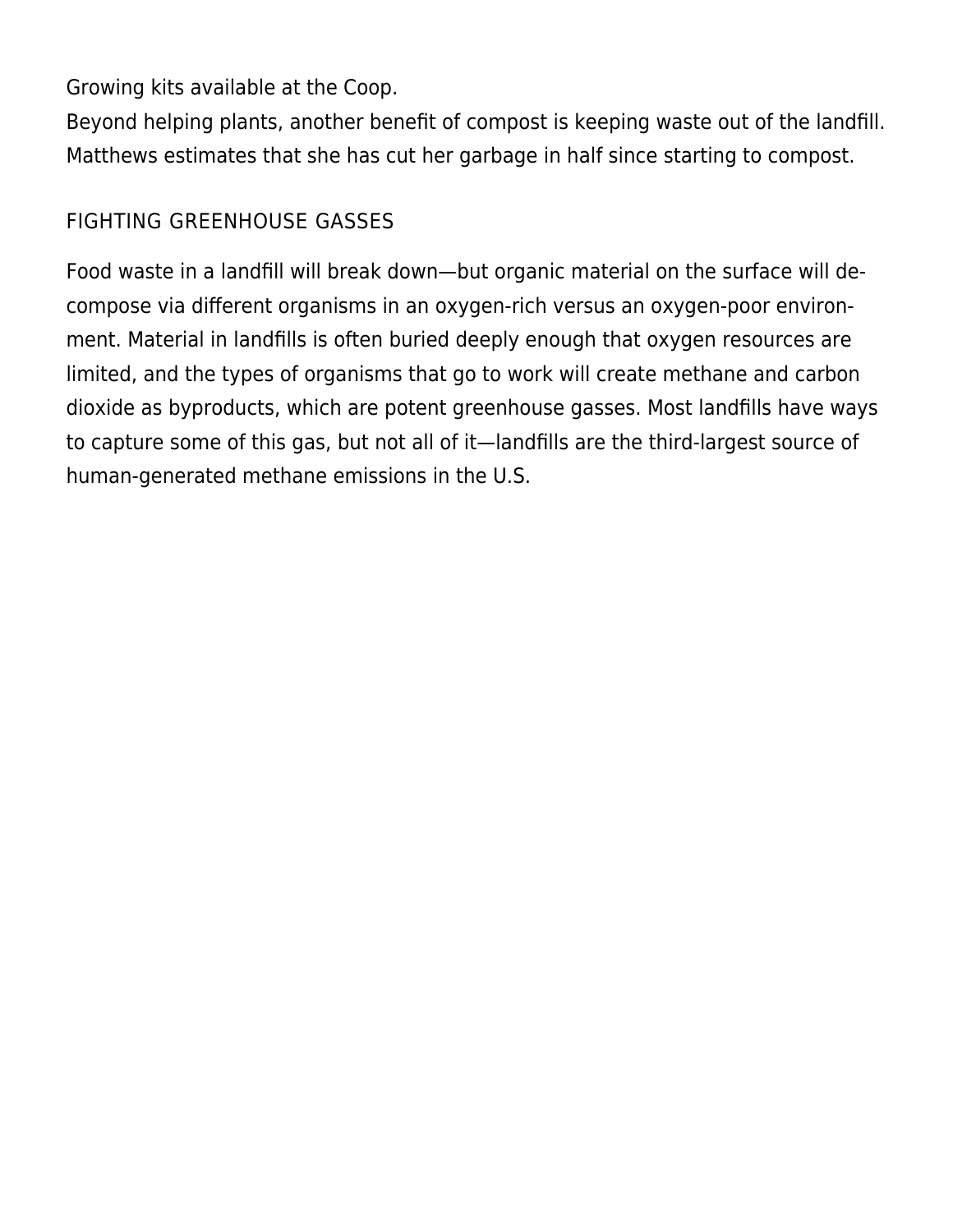Growing kits available at the Coop.

Beyond helping plants, another benefit of compost is keeping waste out of the landfill. Matthews estimates that she has cut her garbage in half since starting to compost.

## FIGHTING GREENHOUSE GASSES

Food waste in a landfill will break down—but organic material on the surface will decompose via different organisms in an oxygen-rich versus an oxygen-poor environment. Material in landfills is often buried deeply enough that oxygen resources are limited, and the types of organisms that go to work will create methane and carbon dioxide as byproducts, which are potent greenhouse gasses. Most landfills have ways to capture some of this gas, but not all of it—landfills are the third-largest source of human-generated methane emissions in the U.S.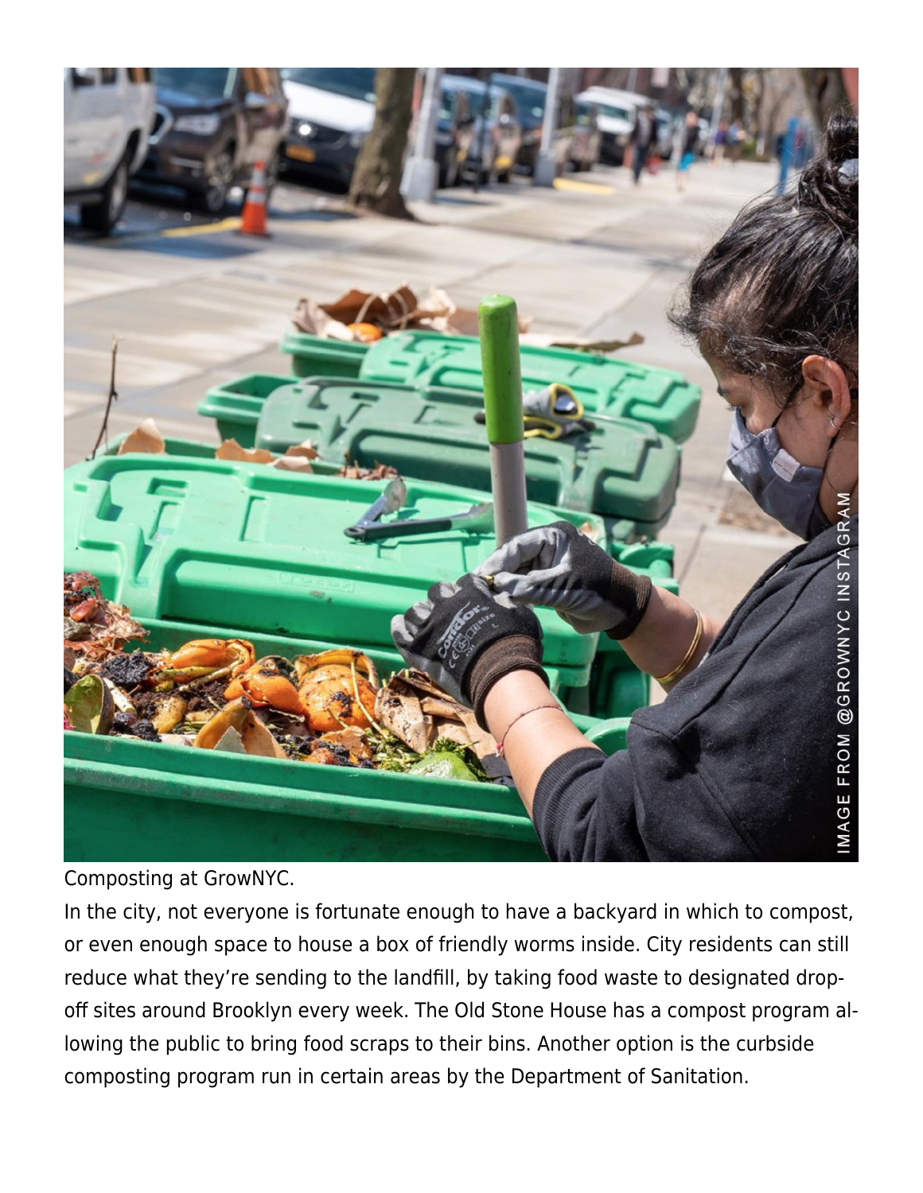Composting at GrowNYC.

In the city, not everyone is fortunate enough to have a backyard in which to compost, or even enough space to house a box of friendly worms inside. City residents can still reduce what they're sending to the landfill, by taking food waste to designated drop-off sites around Brooklyn every week. The Old Stone House has a compost program allowing the public to bring food scraps to their bins. Another option is the curbside composting program run in certain areas by the Department of Sanitation.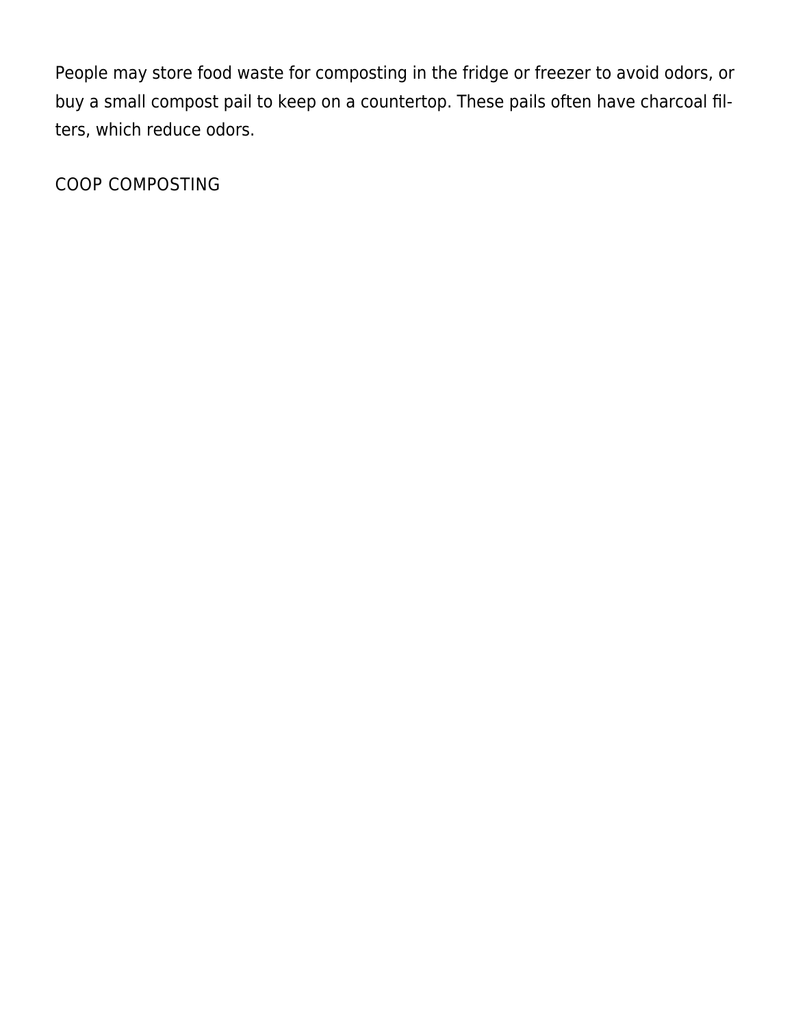People may store food waste for composting in the fridge or freezer to avoid odors, or buy a small compost pail to keep on a countertop. These pails often have charcoal filters, which reduce odors.

## COOP COMPOSTING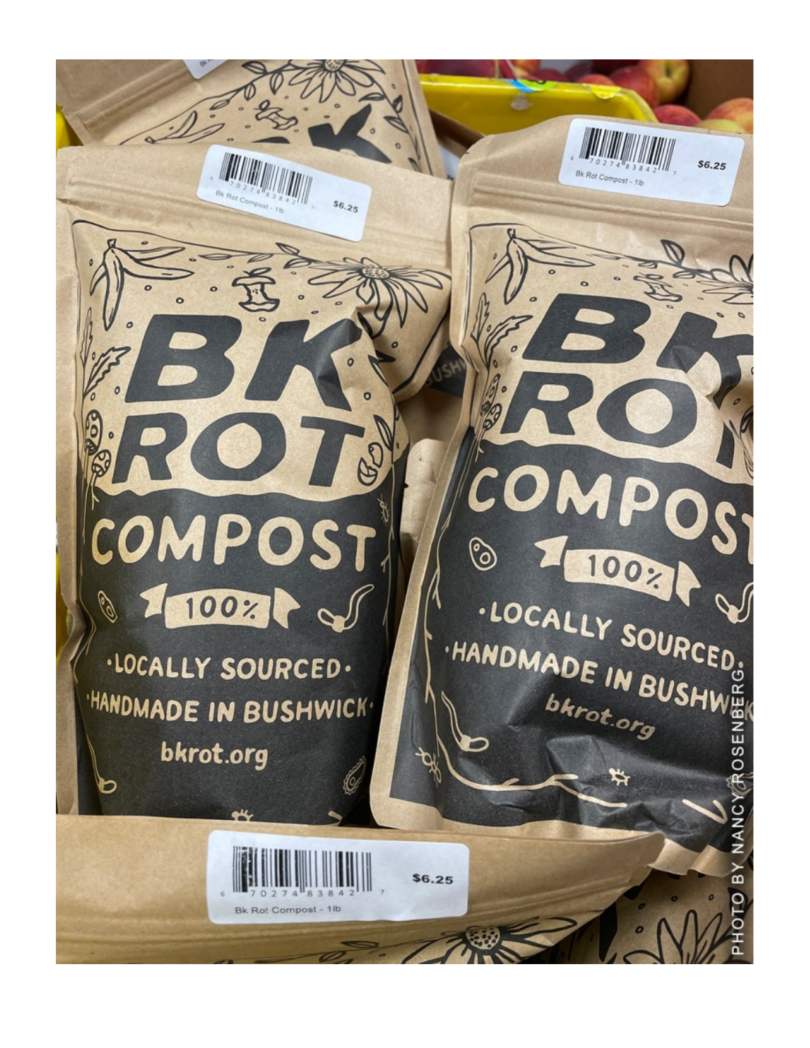PHOTO BY NANCY ROSENBERG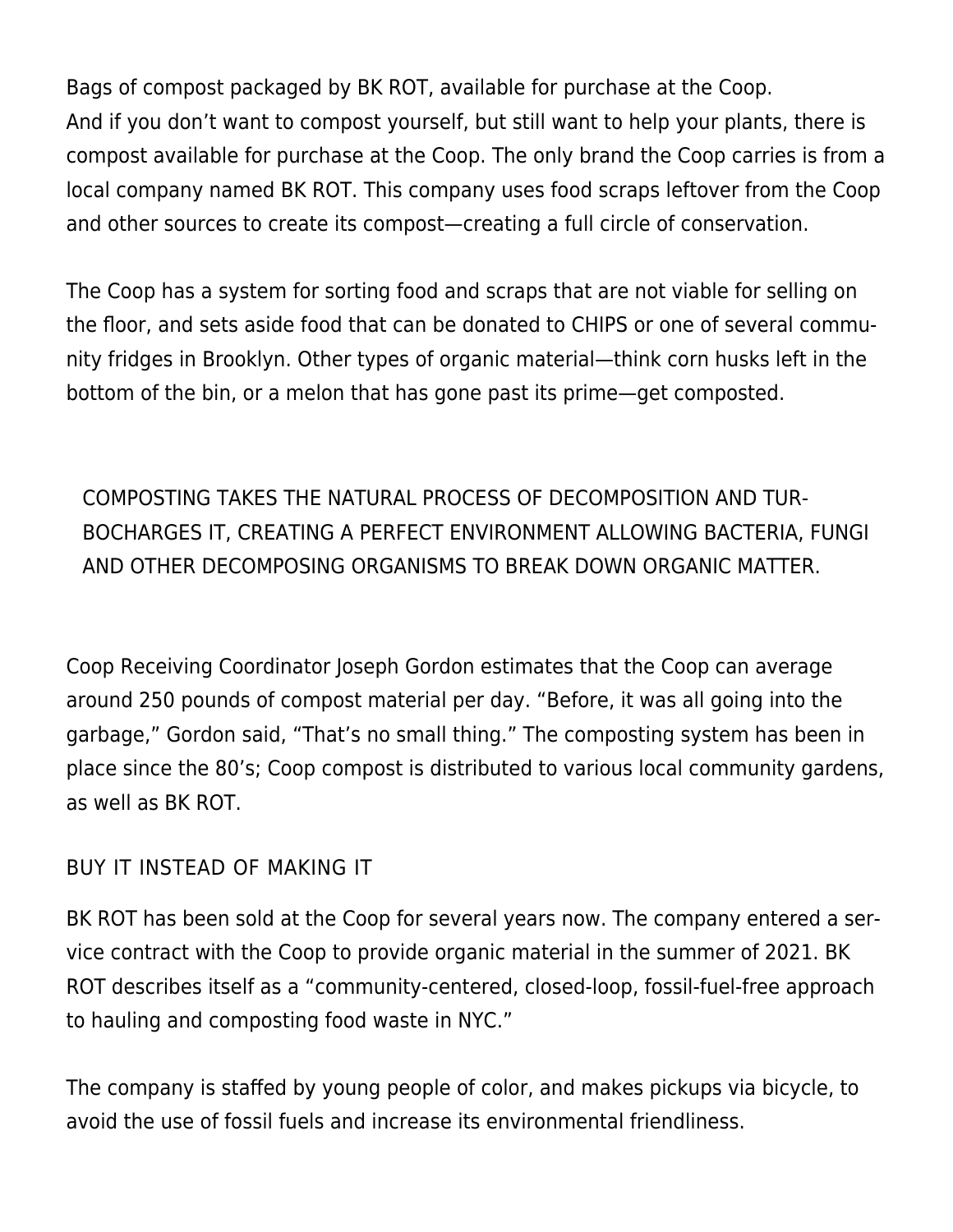Bags of compost packaged by BK ROT, available for purchase at the Coop.

And if you don't want to compost yourself, but still want to help your plants, there is compost available for purchase at the Coop. The only brand the Coop carries is from a local company named BK ROT. This company uses food scraps leftover from the Coop and other sources to create its compost—creating a full circle of conservation.

The Coop has a system for sorting food and scraps that are not viable for selling on the floor, and sets aside food that can be donated to CHIPS or one of several community fridges in Brooklyn. Other types of organic material—think corn husks left in the bottom of the bin, or a melon that has gone past its prime—get composted.

> COMPOSTING TAKES THE NATURAL PROCESS OF DECOMPOSITION AND TURBOCHARGES IT, CREATING A PERFECT ENVIRONMENT ALLOWING BACTERIA, FUNGI AND OTHER DECOMPOSING ORGANISMS TO BREAK DOWN ORGANIC MATTER.

Coop Receiving Coordinator Joseph Gordon estimates that the Coop can average around 250 pounds of compost material per day. "Before, it was all going into the garbage," Gordon said, "That's no small thing." The composting system has been in place since the 80's; Coop compost is distributed to various local community gardens, as well as BK ROT.

## BUY IT INSTEAD OF MAKING IT

BK ROT has been sold at the Coop for several years now. The company entered a service contract with the Coop to provide organic material in the summer of 2021. BK ROT describes itself as a "community-centered, closed-loop, fossil-fuel-free approach to hauling and composting food waste in NYC."

The company is staffed by young people of color, and makes pickups via bicycle, to avoid the use of fossil fuels and increase its environmental friendliness.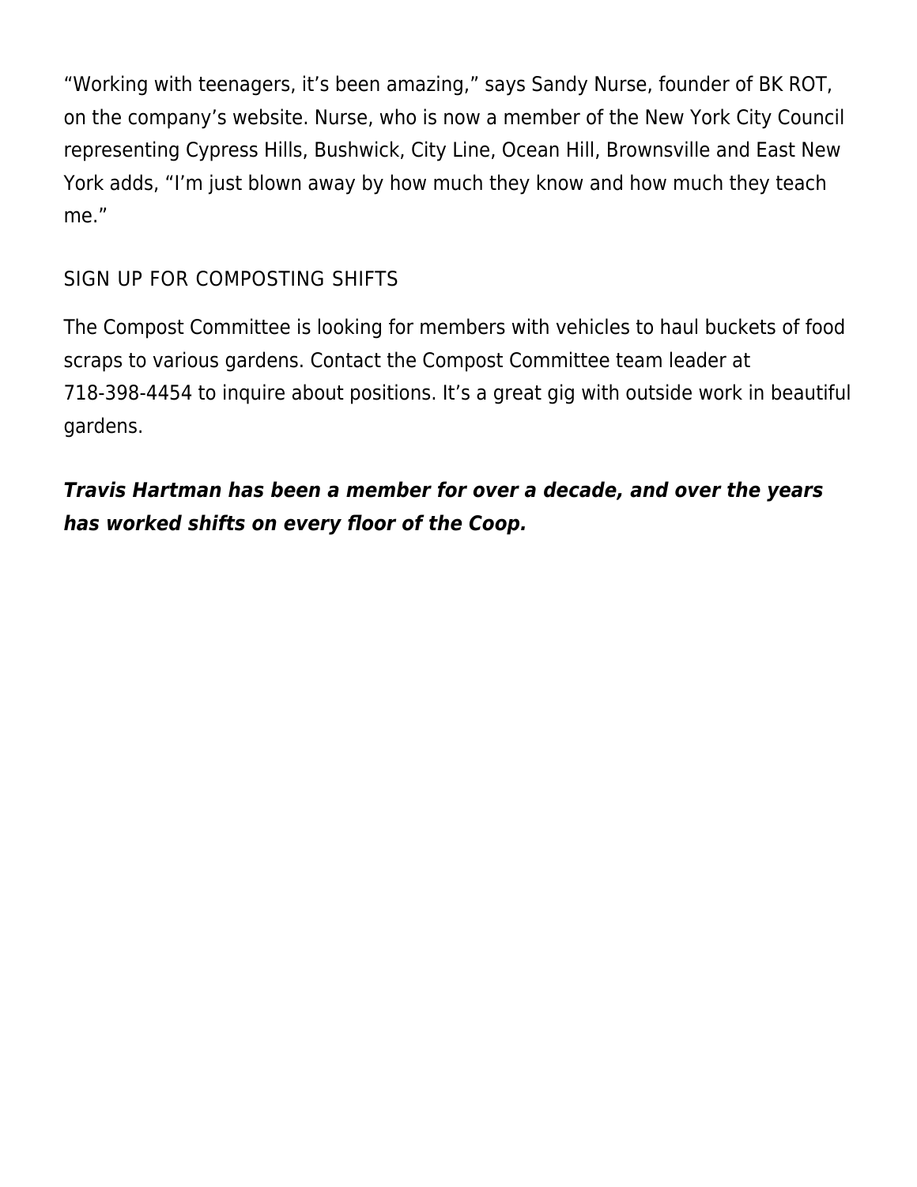"Working with teenagers, it's been amazing," says Sandy Nurse, founder of BK ROT, on the company's website. Nurse, who is now a member of the New York City Council representing Cypress Hills, Bushwick, City Line, Ocean Hill, Brownsville and East New York adds, "I'm just blown away by how much they know and how much they teach me."

## SIGN UP FOR COMPOSTING SHIFTS

The Compost Committee is looking for members with vehicles to haul buckets of food scraps to various gardens. Contact the Compost Committee team leader at 718-398-4454 to inquire about positions. It's a great gig with outside work in beautiful gardens.

***Travis Hartman has been a member for over a decade, and over the years has worked shifts on every floor of the Coop.***